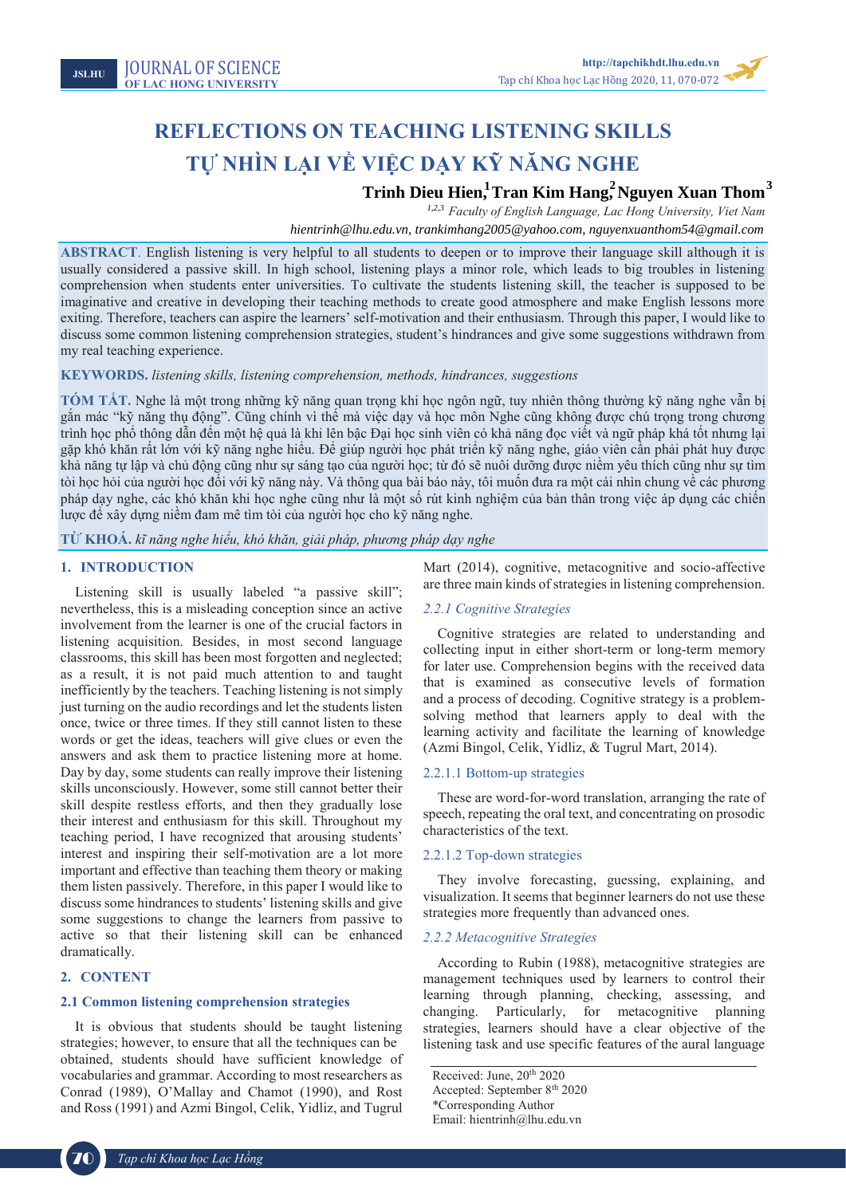# REFLECTIONS ON TEACHING LISTENING SKILLS

# TỰ NHÌN LẠI VỀ VIỆC DẠY KỸ NĂNG NGHE

**Trinh Dieu Hien[1], Tran Kim Hang[2], Nguyen Xuan Thom[3]**

*[1,2,3] Faculty of English Language, Lac Hong University, Viet Nam*

*hientrinh@lhu.edu.vn, trankimhang2005@yahoo.com, nguyenxuanthom54@gmail.com*

**ABSTRACT**. English listening is very helpful to all students to deepen or to improve their language skill although it is usually considered a passive skill. In high school, listening plays a minor role, which leads to big troubles in listening comprehension when students enter universities. To cultivate the students listening skill, the teacher is supposed to be imaginative and creative in developing their teaching methods to create good atmosphere and make English lessons more exiting. Therefore, teachers can aspire the learners' self-motivation and their enthusiasm. Through this paper, I would like to discuss some common listening comprehension strategies, student's hindrances and give some suggestions withdrawn from my real teaching experience.

**KEYWORDS.** *listening skills, listening comprehension, methods, hindrances, suggestions*

**TÓM TẮT.** Nghe là một trong những kỹ năng quan trọng khi học ngôn ngữ, tuy nhiên thông thường kỹ năng nghe vẫn bị gắn mác "kỹ năng thụ động". Cũng chính vì thế mà việc dạy và học môn Nghe cũng không được chú trọng trong chương trình học phổ thông dẫn đến một hệ quả là khi lên bậc Đại học sinh viên có khả năng đọc viết và ngữ pháp khá tốt nhưng lại gặp khó khăn rất lớn với kỹ năng nghe hiểu. Để giúp người học phát triển kỹ năng nghe, giáo viên cần phải phát huy được khả năng tự lập và chủ động cũng như sự sáng tạo của người học; từ đó sẽ nuôi dưỡng được niềm yêu thích cũng như sự tìm tòi học hỏi của người học đối với kỹ năng này. Và thông qua bài báo này, tôi muốn đưa ra một cái nhìn chung về các phương pháp dạy nghe, các khó khăn khi học nghe cũng như một số rút kinh nghiệm của bản thân trong việc áp dụng các chiến lược để xây dựng niềm đam mê tìm tòi của người học cho kỹ năng nghe.

**TỪ KHOÁ.** *kĩ năng nghe hiểu, khó khăn, giải pháp, phương pháp dạy nghe*

## 1. INTRODUCTION

Listening skill is usually labeled "a passive skill"; nevertheless, this is a misleading conception since an active involvement from the learner is one of the crucial factors in listening acquisition. Besides, in most second language classrooms, this skill has been most forgotten and neglected; as a result, it is not paid much attention to and taught inefficiently by the teachers. Teaching listening is not simply just turning on the audio recordings and let the students listen once, twice or three times. If they still cannot listen to these words or get the ideas, teachers will give clues or even the answers and ask them to practice listening more at home. Day by day, some students can really improve their listening skills unconsciously. However, some still cannot better their skill despite restless efforts, and then they gradually lose their interest and enthusiasm for this skill. Throughout my teaching period, I have recognized that arousing students' interest and inspiring their self-motivation are a lot more important and effective than teaching them theory or making them listen passively. Therefore, in this paper I would like to discuss some hindrances to students' listening skills and give some suggestions to change the learners from passive to active so that their listening skill can be enhanced dramatically.

## 2. CONTENT

### 2.1 Common listening comprehension strategies

It is obvious that students should be taught listening strategies; however, to ensure that all the techniques can be obtained, students should have sufficient knowledge of vocabularies and grammar. According to most researchers as Conrad (1989), O'Mallay and Chamot (1990), and Rost and Ross (1991) and Azmi Bingol, Celik, Yidliz, and Tugrul Mart (2014), cognitive, metacognitive and socio-affective are three main kinds of strategies in listening comprehension.

#### *2.2.1 Cognitive Strategies*

Cognitive strategies are related to understanding and collecting input in either short-term or long-term memory for later use. Comprehension begins with the received data that is examined as consecutive levels of formation and a process of decoding. Cognitive strategy is a problem-solving method that learners apply to deal with the learning activity and facilitate the learning of knowledge (Azmi Bingol, Celik, Yidliz, & Tugrul Mart, 2014).

##### 2.2.1.1 Bottom-up strategies

These are word-for-word translation, arranging the rate of speech, repeating the oral text, and concentrating on prosodic characteristics of the text.

##### 2.2.1.2 Top-down strategies

They involve forecasting, guessing, explaining, and visualization. It seems that beginner learners do not use these strategies more frequently than advanced ones.

#### *2.2.2 Metacognitive Strategies*

According to Rubin (1988), metacognitive strategies are management techniques used by learners to control their learning through planning, checking, assessing, and changing. Particularly, for metacognitive planning strategies, learners should have a clear objective of the listening task and use specific features of the aural language

---

Received: June, 20th 2020
Accepted: September 8th 2020
*Corresponding Author
Email: hientrinh@lhu.edu.vn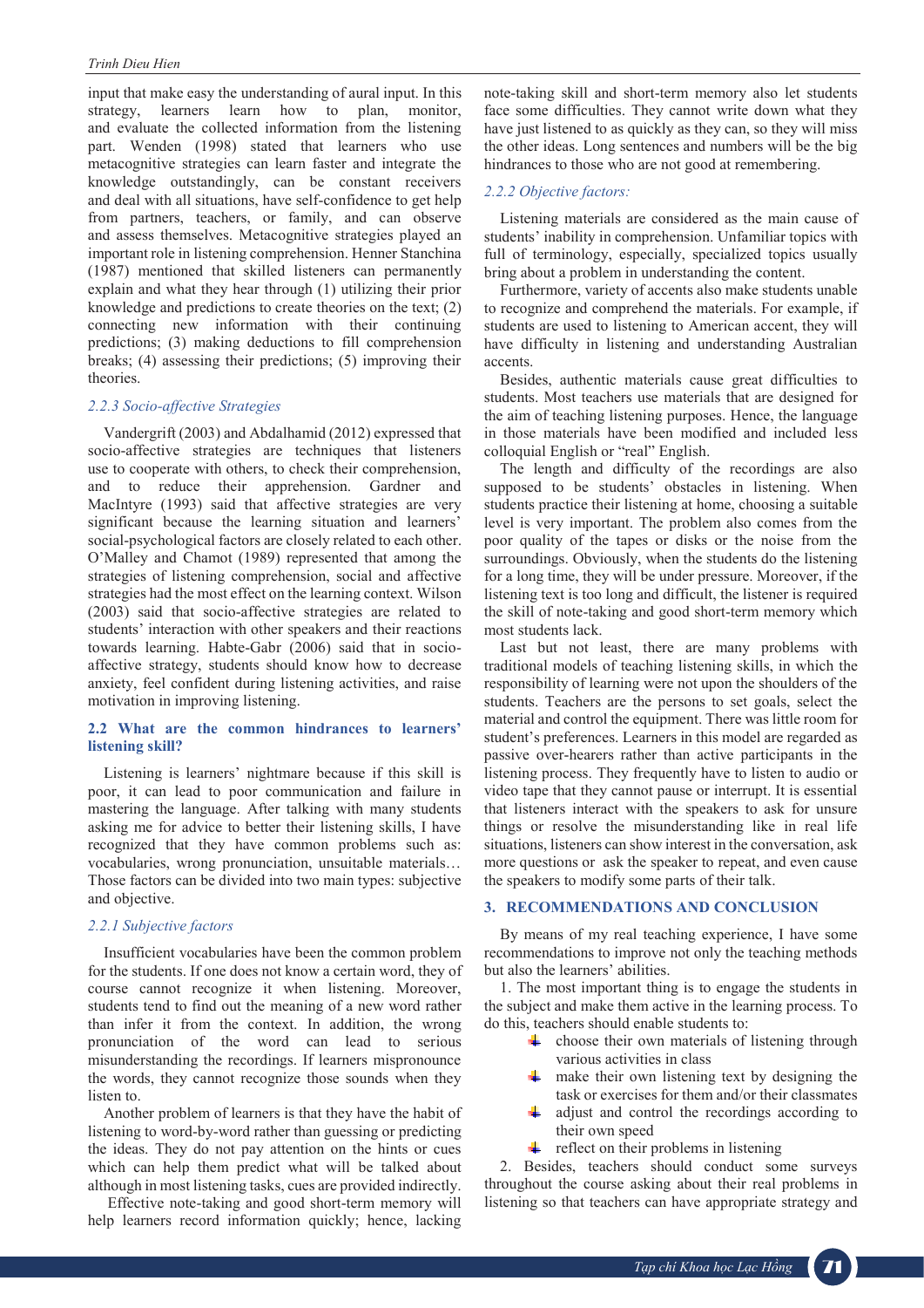input that make easy the understanding of aural input. In this strategy, learners learn how to plan, monitor, and evaluate the collected information from the listening part. Wenden (1998) stated that learners who use metacognitive strategies can learn faster and integrate the knowledge outstandingly, can be constant receivers and deal with all situations, have self-confidence to get help from partners, teachers, or family, and can observe and assess themselves. Metacognitive strategies played an important role in listening comprehension. Henner Stanchina (1987) mentioned that skilled listeners can permanently explain and what they hear through (1) utilizing their prior knowledge and predictions to create theories on the text; (2) connecting new information with their continuing predictions; (3) making deductions to fill comprehension breaks; (4) assessing their predictions; (5) improving their theories.

### *2.2.3 Socio-affective Strategies*

Vandergrift (2003) and Abdalhamid (2012) expressed that socio-affective strategies are techniques that listeners use to cooperate with others, to check their comprehension, and to reduce their apprehension. Gardner and MacIntyre (1993) said that affective strategies are very significant because the learning situation and learners' social-psychological factors are closely related to each other. O'Malley and Chamot (1989) represented that among the strategies of listening comprehension, social and affective strategies had the most effect on the learning context. Wilson (2003) said that socio-affective strategies are related to students' interaction with other speakers and their reactions towards learning. Habte-Gabr (2006) said that in socio-affective strategy, students should know how to decrease anxiety, feel confident during listening activities, and raise motivation in improving listening.

## 2.2 What are the common hindrances to learners' listening skill?

Listening is learners' nightmare because if this skill is poor, it can lead to poor communication and failure in mastering the language. After talking with many students asking me for advice to better their listening skills, I have recognized that they have common problems such as: vocabularies, wrong pronunciation, unsuitable materials… Those factors can be divided into two main types: subjective and objective.

### *2.2.1 Subjective factors*

Insufficient vocabularies have been the common problem for the students. If one does not know a certain word, they of course cannot recognize it when listening. Moreover, students tend to find out the meaning of a new word rather than infer it from the context. In addition, the wrong pronunciation of the word can lead to serious misunderstanding the recordings. If learners mispronounce the words, they cannot recognize those sounds when they listen to.

Another problem of learners is that they have the habit of listening to word-by-word rather than guessing or predicting the ideas. They do not pay attention on the hints or cues which can help them predict what will be talked about although in most listening tasks, cues are provided indirectly.

Effective note-taking and good short-term memory will help learners record information quickly; hence, lacking note-taking skill and short-term memory also let students face some difficulties. They cannot write down what they have just listened to as quickly as they can, so they will miss the other ideas. Long sentences and numbers will be the big hindrances to those who are not good at remembering.

### *2.2.2 Objective factors:*

Listening materials are considered as the main cause of students' inability in comprehension. Unfamiliar topics with full of terminology, especially, specialized topics usually bring about a problem in understanding the content.

Furthermore, variety of accents also make students unable to recognize and comprehend the materials. For example, if students are used to listening to American accent, they will have difficulty in listening and understanding Australian accents.

Besides, authentic materials cause great difficulties to students. Most teachers use materials that are designed for the aim of teaching listening purposes. Hence, the language in those materials have been modified and included less colloquial English or "real" English.

The length and difficulty of the recordings are also supposed to be students' obstacles in listening. When students practice their listening at home, choosing a suitable level is very important. The problem also comes from the poor quality of the tapes or disks or the noise from the surroundings. Obviously, when the students do the listening for a long time, they will be under pressure. Moreover, if the listening text is too long and difficult, the listener is required the skill of note-taking and good short-term memory which most students lack.

Last but not least, there are many problems with traditional models of teaching listening skills, in which the responsibility of learning were not upon the shoulders of the students. Teachers are the persons to set goals, select the material and control the equipment. There was little room for student's preferences. Learners in this model are regarded as passive over-hearers rather than active participants in the listening process. They frequently have to listen to audio or video tape that they cannot pause or interrupt. It is essential that listeners interact with the speakers to ask for unsure things or resolve the misunderstanding like in real life situations, listeners can show interest in the conversation, ask more questions or ask the speaker to repeat, and even cause the speakers to modify some parts of their talk.

## 3. RECOMMENDATIONS AND CONCLUSION

By means of my real teaching experience, I have some recommendations to improve not only the teaching methods but also the learners' abilities.

1. The most important thing is to engage the students in the subject and make them active in the learning process. To do this, teachers should enable students to:

- choose their own materials of listening through various activities in class
- make their own listening text by designing the task or exercises for them and/or their classmates
- adjust and control the recordings according to their own speed
- reflect on their problems in listening

2. Besides, teachers should conduct some surveys throughout the course asking about their real problems in listening so that teachers can have appropriate strategy and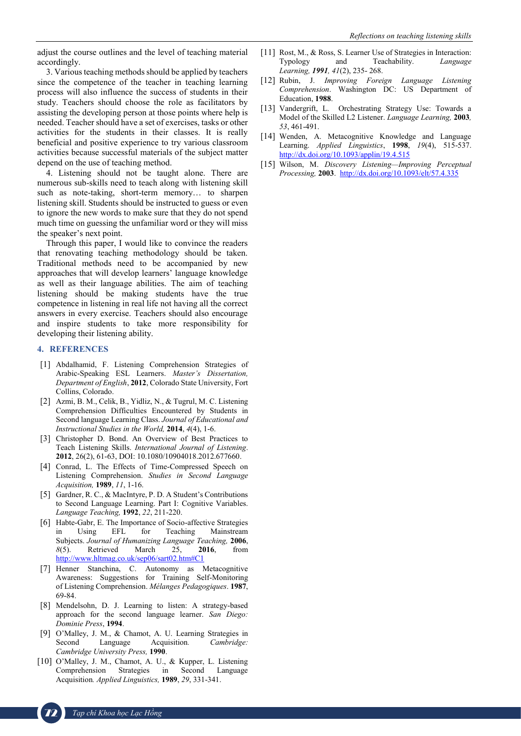adjust the course outlines and the level of teaching material accordingly.

3. Various teaching methods should be applied by teachers since the competence of the teacher in teaching learning process will also influence the success of students in their study. Teachers should choose the role as facilitators by assisting the developing person at those points where help is needed. Teacher should have a set of exercises, tasks or other activities for the students in their classes. It is really beneficial and positive experience to try various classroom activities because successful materials of the subject matter depend on the use of teaching method.

4. Listening should not be taught alone. There are numerous sub-skills need to teach along with listening skill such as note-taking, short-term memory… to sharpen listening skill. Students should be instructed to guess or even to ignore the new words to make sure that they do not spend much time on guessing the unfamiliar word or they will miss the speaker's next point.

Through this paper, I would like to convince the readers that renovating teaching methodology should be taken. Traditional methods need to be accompanied by new approaches that will develop learners' language knowledge as well as their language abilities. The aim of teaching listening should be making students have the true competence in listening in real life not having all the correct answers in every exercise. Teachers should also encourage and inspire students to take more responsibility for developing their listening ability.

## 4. REFERENCES

[1] Abdalhamid, F. Listening Comprehension Strategies of Arabic-Speaking ESL Learners. *Master's Dissertation, Department of English*, **2012**, Colorado State University, Fort Collins, Colorado.

[2] Azmi, B. M., Celik, B., Yidliz, N., & Tugrul, M. C. Listening Comprehension Difficulties Encountered by Students in Second language Learning Class. *Journal of Educational and Instructional Studies in the World,* **2014**, *4*(4), 1-6.

[3] Christopher D. Bond. An Overview of Best Practices to Teach Listening Skills. *International Journal of Listening*. **2012**, 26(2), 61-63, DOI: 10.1080/10904018.2012.677660.

[4] Conrad, L. The Effects of Time-Compressed Speech on Listening Comprehension. *Studies in Second Language Acquisition,* **1989**, *11*, 1-16.

[5] Gardner, R. C., & MacIntyre, P. D. A Student's Contributions to Second Language Learning. Part I: Cognitive Variables. *Language Teaching,* **1992**, *22*, 211-220.

[6] Habte-Gabr, E. The Importance of Socio-affective Strategies in Using EFL for Teaching Mainstream Subjects. *Journal of Humanizing Language Teaching,* **2006**, *8*(5). Retrieved March 25, **2016**, from http://www.hltmag.co.uk/sep06/sart02.htm#C1

[7] Henner Stanchina, C. Autonomy as Metacognitive Awareness: Suggestions for Training Self-Monitoring of Listening Comprehension. *Mélanges Pedagogiques*. **1987**, 69-84.

[8] Mendelsohn, D. J. Learning to listen: A strategy-based approach for the second language learner. *San Diego: Dominie Press*, **1994**.

[9] O'Malley, J. M., & Chamot, A. U. Learning Strategies in Second Language Acquisition. *Cambridge: Cambridge University Press,* **1990**.

[10] O'Malley, J. M., Chamot, A. U., & Kupper, L. Listening Comprehension Strategies in Second Language Acquisition. *Applied Linguistics,* **1989**, *29*, 331-341.

[11] Rost, M., & Ross, S. Learner Use of Strategies in Interaction: Typology and Teachability. *Language Learning,* ***1991****,* *41*(2), 235- 268.

[12] Rubin, J. *Improving Foreign Language Listening Comprehension*. Washington DC: US Department of Education, **1988**.

[13] Vandergrift, L. Orchestrating Strategy Use: Towards a Model of the Skilled L2 Listener. *Language Learning,* **2003***, 53*, 461-491.

[14] Wenden, A. Metacognitive Knowledge and Language Learning. *Applied Linguistics*, **1998**, *19*(4), 515-537. http://dx.doi.org/10.1093/applin/19.4.515

[15] Wilson, M. *Discovery Listening—Improving Perceptual Processing,* **2003**. http://dx.doi.org/10.1093/elt/57.4.335